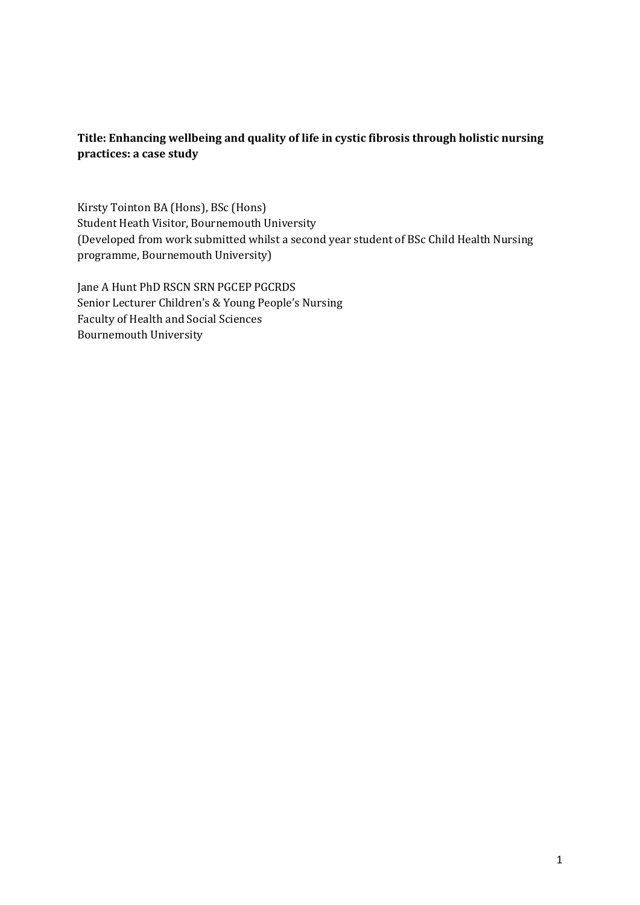**Title: Enhancing wellbeing and quality of life in cystic fibrosis through holistic nursing practices: a case study**

Kirsty Tointon BA (Hons), BSc (Hons)
Student Heath Visitor, Bournemouth University
(Developed from work submitted whilst a second year student of BSc Child Health Nursing programme, Bournemouth University)

Jane A Hunt PhD RSCN SRN PGCEP PGCRDS
Senior Lecturer Children's & Young People's Nursing
Faculty of Health and Social Sciences
Bournemouth University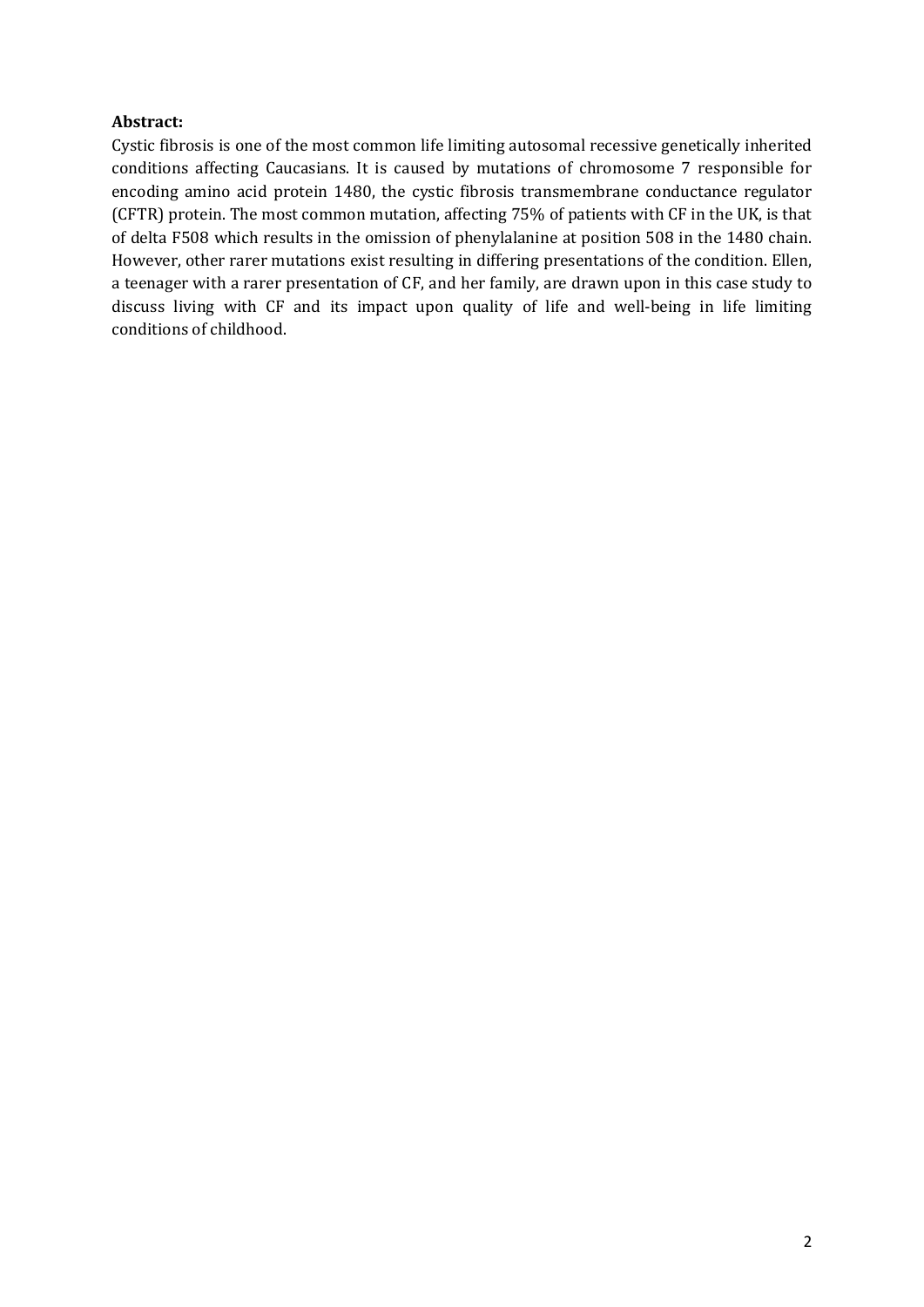**Abstract:**

Cystic fibrosis is one of the most common life limiting autosomal recessive genetically inherited conditions affecting Caucasians. It is caused by mutations of chromosome 7 responsible for encoding amino acid protein 1480, the cystic fibrosis transmembrane conductance regulator (CFTR) protein. The most common mutation, affecting 75% of patients with CF in the UK, is that of delta F508 which results in the omission of phenylalanine at position 508 in the 1480 chain. However, other rarer mutations exist resulting in differing presentations of the condition. Ellen, a teenager with a rarer presentation of CF, and her family, are drawn upon in this case study to discuss living with CF and its impact upon quality of life and well-being in life limiting conditions of childhood.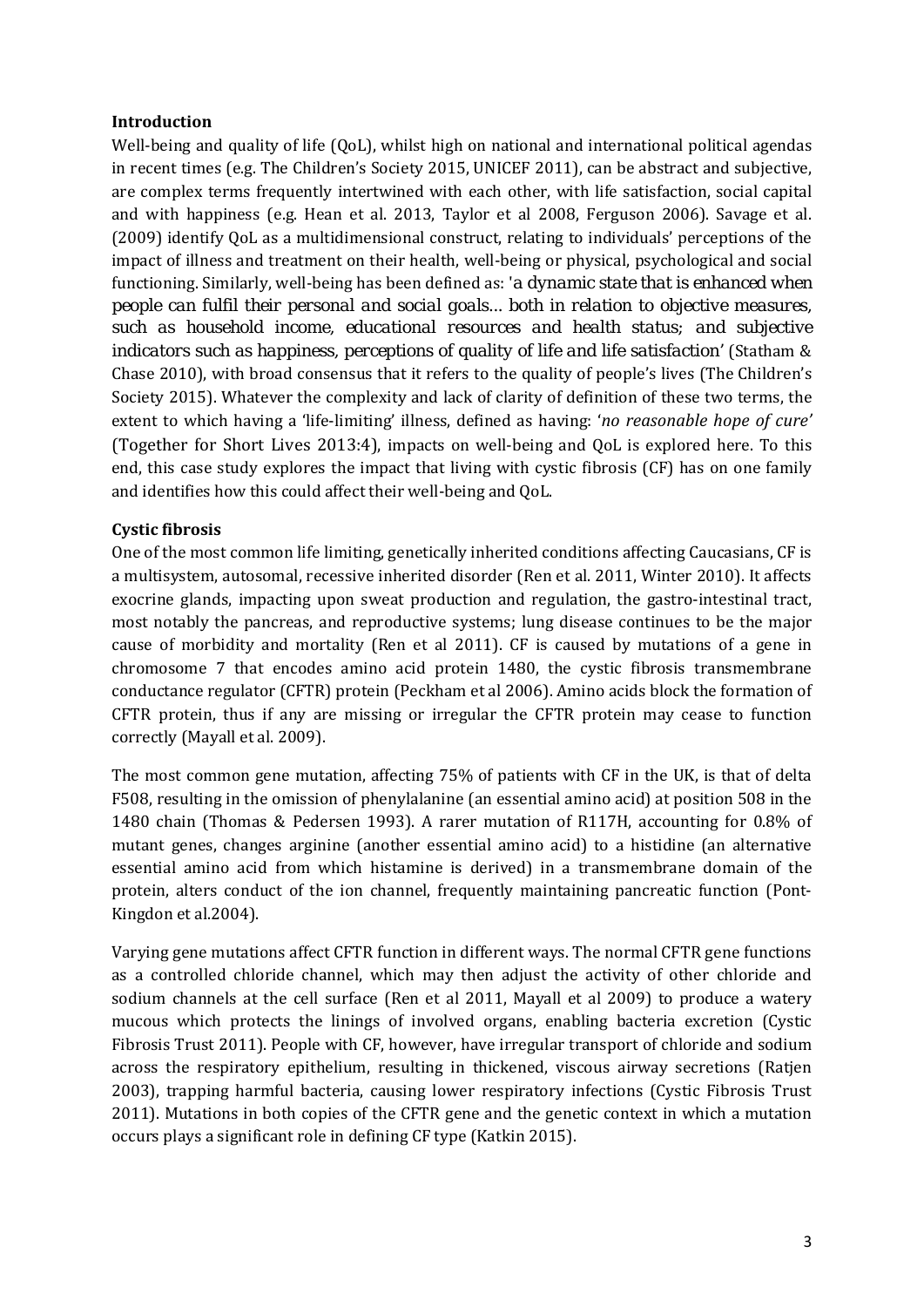## Introduction

Well-being and quality of life (QoL), whilst high on national and international political agendas in recent times (e.g. The Children's Society 2015, UNICEF 2011), can be abstract and subjective, are complex terms frequently intertwined with each other, with life satisfaction, social capital and with happiness (e.g. Hean et al. 2013, Taylor et al 2008, Ferguson 2006). Savage et al. (2009) identify QoL as a multidimensional construct, relating to individuals' perceptions of the impact of illness and treatment on their health, well-being or physical, psychological and social functioning. Similarly, well-being has been defined as: '*a dynamic state that is enhanced when people can fulfil their personal and social goals… both in relation to objective measures, such as household income, educational resources and health status; and subjective indicators such as happiness, perceptions of quality of life and life satisfaction*' (Statham & Chase 2010), with broad consensus that it refers to the quality of people's lives (The Children's Society 2015). Whatever the complexity and lack of clarity of definition of these two terms, the extent to which having a 'life-limiting' illness, defined as having: '*no reasonable hope of cure*' (Together for Short Lives 2013:4), impacts on well-being and QoL is explored here. To this end, this case study explores the impact that living with cystic fibrosis (CF) has on one family and identifies how this could affect their well-being and QoL.

## Cystic fibrosis

One of the most common life limiting, genetically inherited conditions affecting Caucasians, CF is a multisystem, autosomal, recessive inherited disorder (Ren et al. 2011, Winter 2010). It affects exocrine glands, impacting upon sweat production and regulation, the gastro-intestinal tract, most notably the pancreas, and reproductive systems; lung disease continues to be the major cause of morbidity and mortality (Ren et al 2011). CF is caused by mutations of a gene in chromosome 7 that encodes amino acid protein 1480, the cystic fibrosis transmembrane conductance regulator (CFTR) protein (Peckham et al 2006). Amino acids block the formation of CFTR protein, thus if any are missing or irregular the CFTR protein may cease to function correctly (Mayall et al. 2009).

The most common gene mutation, affecting 75% of patients with CF in the UK, is that of delta F508, resulting in the omission of phenylalanine (an essential amino acid) at position 508 in the 1480 chain (Thomas & Pedersen 1993). A rarer mutation of R117H, accounting for 0.8% of mutant genes, changes arginine (another essential amino acid) to a histidine (an alternative essential amino acid from which histamine is derived) in a transmembrane domain of the protein, alters conduct of the ion channel, frequently maintaining pancreatic function (Pont-Kingdon et al.2004).

Varying gene mutations affect CFTR function in different ways. The normal CFTR gene functions as a controlled chloride channel, which may then adjust the activity of other chloride and sodium channels at the cell surface (Ren et al 2011, Mayall et al 2009) to produce a watery mucous which protects the linings of involved organs, enabling bacteria excretion (Cystic Fibrosis Trust 2011). People with CF, however, have irregular transport of chloride and sodium across the respiratory epithelium, resulting in thickened, viscous airway secretions (Ratjen 2003), trapping harmful bacteria, causing lower respiratory infections (Cystic Fibrosis Trust 2011). Mutations in both copies of the CFTR gene and the genetic context in which a mutation occurs plays a significant role in defining CF type (Katkin 2015).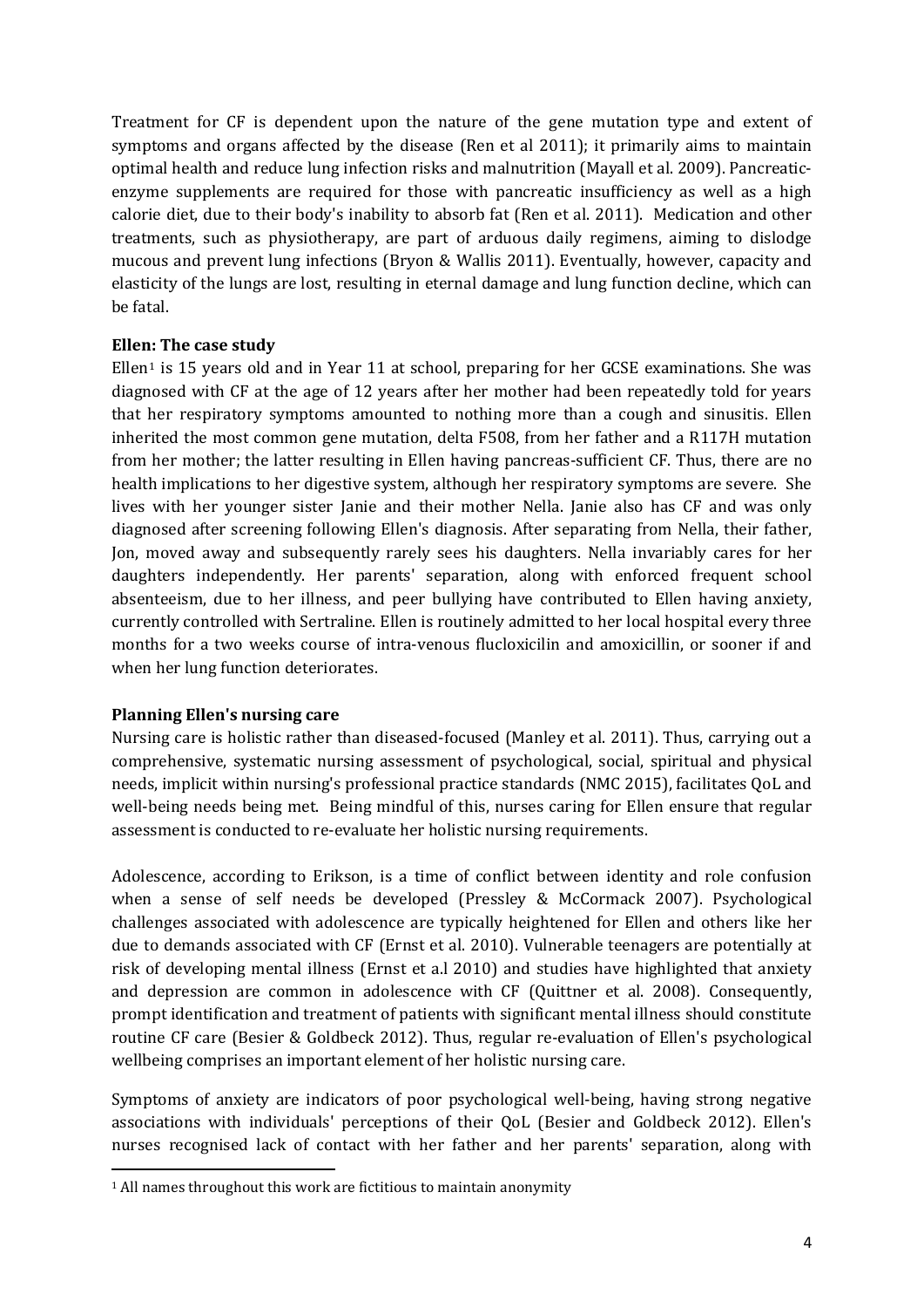Treatment for CF is dependent upon the nature of the gene mutation type and extent of symptoms and organs affected by the disease (Ren et al 2011); it primarily aims to maintain optimal health and reduce lung infection risks and malnutrition (Mayall et al. 2009). Pancreatic-enzyme supplements are required for those with pancreatic insufficiency as well as a high calorie diet, due to their body's inability to absorb fat (Ren et al. 2011). Medication and other treatments, such as physiotherapy, are part of arduous daily regimens, aiming to dislodge mucous and prevent lung infections (Bryon & Wallis 2011). Eventually, however, capacity and elasticity of the lungs are lost, resulting in eternal damage and lung function decline, which can be fatal.

**Ellen: The case study**

Ellen[1] is 15 years old and in Year 11 at school, preparing for her GCSE examinations. She was diagnosed with CF at the age of 12 years after her mother had been repeatedly told for years that her respiratory symptoms amounted to nothing more than a cough and sinusitis. Ellen inherited the most common gene mutation, delta F508, from her father and a R117H mutation from her mother; the latter resulting in Ellen having pancreas-sufficient CF. Thus, there are no health implications to her digestive system, although her respiratory symptoms are severe. She lives with her younger sister Janie and their mother Nella. Janie also has CF and was only diagnosed after screening following Ellen's diagnosis. After separating from Nella, their father, Jon, moved away and subsequently rarely sees his daughters. Nella invariably cares for her daughters independently. Her parents' separation, along with enforced frequent school absenteeism, due to her illness, and peer bullying have contributed to Ellen having anxiety, currently controlled with Sertraline. Ellen is routinely admitted to her local hospital every three months for a two weeks course of intra-venous flucloxicilin and amoxicillin, or sooner if and when her lung function deteriorates.

**Planning Ellen's nursing care**

Nursing care is holistic rather than diseased-focused (Manley et al. 2011). Thus, carrying out a comprehensive, systematic nursing assessment of psychological, social, spiritual and physical needs, implicit within nursing's professional practice standards (NMC 2015), facilitates QoL and well-being needs being met. Being mindful of this, nurses caring for Ellen ensure that regular assessment is conducted to re-evaluate her holistic nursing requirements.

Adolescence, according to Erikson, is a time of conflict between identity and role confusion when a sense of self needs be developed (Pressley & McCormack 2007). Psychological challenges associated with adolescence are typically heightened for Ellen and others like her due to demands associated with CF (Ernst et al. 2010). Vulnerable teenagers are potentially at risk of developing mental illness (Ernst et a.l 2010) and studies have highlighted that anxiety and depression are common in adolescence with CF (Quittner et al. 2008). Consequently, prompt identification and treatment of patients with significant mental illness should constitute routine CF care (Besier & Goldbeck 2012). Thus, regular re-evaluation of Ellen's psychological wellbeing comprises an important element of her holistic nursing care.

Symptoms of anxiety are indicators of poor psychological well-being, having strong negative associations with individuals' perceptions of their QoL (Besier and Goldbeck 2012). Ellen's nurses recognised lack of contact with her father and her parents' separation, along with

[1] All names throughout this work are fictitious to maintain anonymity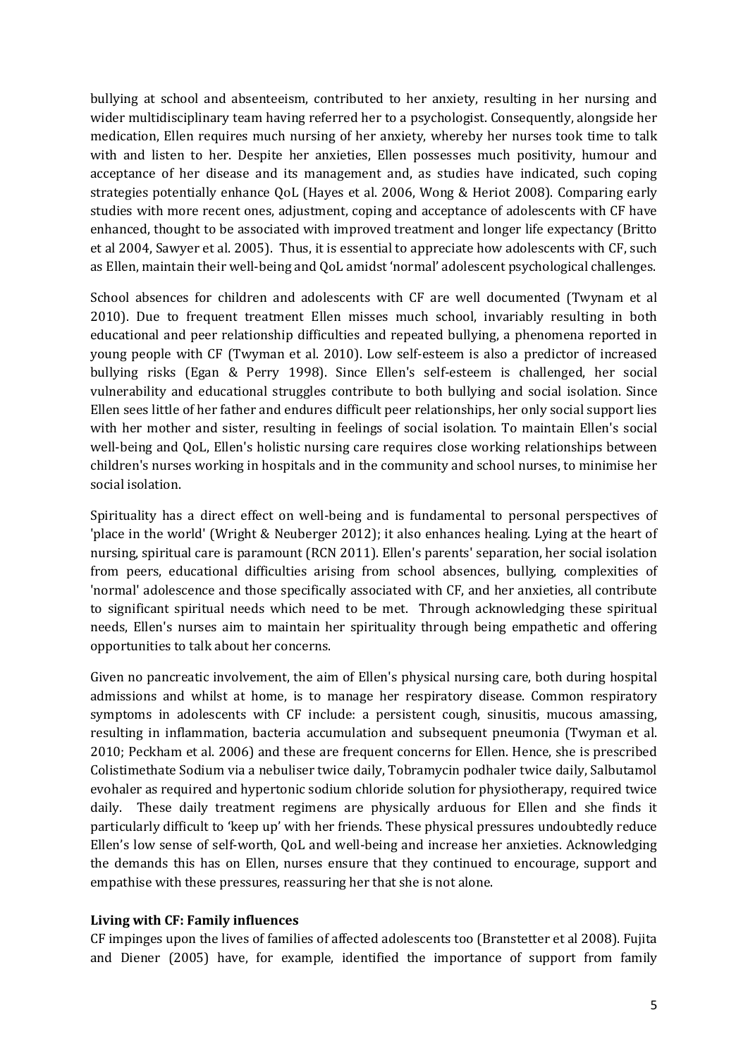bullying at school and absenteeism, contributed to her anxiety, resulting in her nursing and wider multidisciplinary team having referred her to a psychologist. Consequently, alongside her medication, Ellen requires much nursing of her anxiety, whereby her nurses took time to talk with and listen to her. Despite her anxieties, Ellen possesses much positivity, humour and acceptance of her disease and its management and, as studies have indicated, such coping strategies potentially enhance QoL (Hayes et al. 2006, Wong & Heriot 2008). Comparing early studies with more recent ones, adjustment, coping and acceptance of adolescents with CF have enhanced, thought to be associated with improved treatment and longer life expectancy (Britto et al 2004, Sawyer et al. 2005). Thus, it is essential to appreciate how adolescents with CF, such as Ellen, maintain their well-being and QoL amidst 'normal' adolescent psychological challenges.

School absences for children and adolescents with CF are well documented (Twynam et al 2010). Due to frequent treatment Ellen misses much school, invariably resulting in both educational and peer relationship difficulties and repeated bullying, a phenomena reported in young people with CF (Twyman et al. 2010). Low self-esteem is also a predictor of increased bullying risks (Egan & Perry 1998). Since Ellen's self-esteem is challenged, her social vulnerability and educational struggles contribute to both bullying and social isolation. Since Ellen sees little of her father and endures difficult peer relationships, her only social support lies with her mother and sister, resulting in feelings of social isolation. To maintain Ellen's social well-being and QoL, Ellen's holistic nursing care requires close working relationships between children's nurses working in hospitals and in the community and school nurses, to minimise her social isolation.

Spirituality has a direct effect on well-being and is fundamental to personal perspectives of 'place in the world' (Wright & Neuberger 2012); it also enhances healing. Lying at the heart of nursing, spiritual care is paramount (RCN 2011). Ellen's parents' separation, her social isolation from peers, educational difficulties arising from school absences, bullying, complexities of 'normal' adolescence and those specifically associated with CF, and her anxieties, all contribute to significant spiritual needs which need to be met. Through acknowledging these spiritual needs, Ellen's nurses aim to maintain her spirituality through being empathetic and offering opportunities to talk about her concerns.

Given no pancreatic involvement, the aim of Ellen's physical nursing care, both during hospital admissions and whilst at home, is to manage her respiratory disease. Common respiratory symptoms in adolescents with CF include: a persistent cough, sinusitis, mucous amassing, resulting in inflammation, bacteria accumulation and subsequent pneumonia (Twyman et al. 2010; Peckham et al. 2006) and these are frequent concerns for Ellen. Hence, she is prescribed Colistimethate Sodium via a nebuliser twice daily, Tobramycin podhaler twice daily, Salbutamol evohaler as required and hypertonic sodium chloride solution for physiotherapy, required twice daily. These daily treatment regimens are physically arduous for Ellen and she finds it particularly difficult to 'keep up' with her friends. These physical pressures undoubtedly reduce Ellen's low sense of self-worth, QoL and well-being and increase her anxieties. Acknowledging the demands this has on Ellen, nurses ensure that they continued to encourage, support and empathise with these pressures, reassuring her that she is not alone.

**Living with CF: Family influences**

CF impinges upon the lives of families of affected adolescents too (Branstetter et al 2008). Fujita and Diener (2005) have, for example, identified the importance of support from family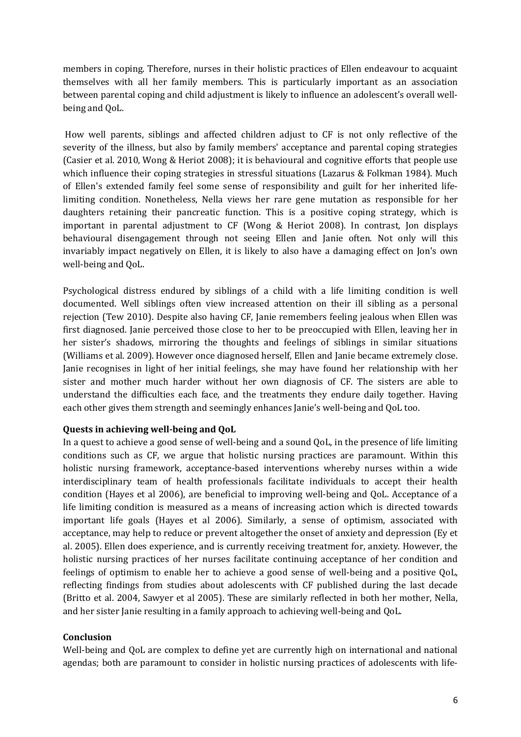members in coping. Therefore, nurses in their holistic practices of Ellen endeavour to acquaint themselves with all her family members. This is particularly important as an association between parental coping and child adjustment is likely to influence an adolescent's overall well-being and QoL.

How well parents, siblings and affected children adjust to CF is not only reflective of the severity of the illness, but also by family members' acceptance and parental coping strategies (Casier et al. 2010, Wong & Heriot 2008); it is behavioural and cognitive efforts that people use which influence their coping strategies in stressful situations (Lazarus & Folkman 1984). Much of Ellen's extended family feel some sense of responsibility and guilt for her inherited life-limiting condition. Nonetheless, Nella views her rare gene mutation as responsible for her daughters retaining their pancreatic function. This is a positive coping strategy, which is important in parental adjustment to CF (Wong & Heriot 2008). In contrast, Jon displays behavioural disengagement through not seeing Ellen and Janie often. Not only will this invariably impact negatively on Ellen, it is likely to also have a damaging effect on Jon's own well-being and QoL.

Psychological distress endured by siblings of a child with a life limiting condition is well documented. Well siblings often view increased attention on their ill sibling as a personal rejection (Tew 2010). Despite also having CF, Janie remembers feeling jealous when Ellen was first diagnosed. Janie perceived those close to her to be preoccupied with Ellen, leaving her in her sister's shadows, mirroring the thoughts and feelings of siblings in similar situations (Williams et al. 2009). However once diagnosed herself, Ellen and Janie became extremely close. Janie recognises in light of her initial feelings, she may have found her relationship with her sister and mother much harder without her own diagnosis of CF. The sisters are able to understand the difficulties each face, and the treatments they endure daily together. Having each other gives them strength and seemingly enhances Janie's well-being and QoL too.

**Quests in achieving well-being and QoL**

In a quest to achieve a good sense of well-being and a sound QoL, in the presence of life limiting conditions such as CF, we argue that holistic nursing practices are paramount. Within this holistic nursing framework, acceptance-based interventions whereby nurses within a wide interdisciplinary team of health professionals facilitate individuals to accept their health condition (Hayes et al 2006), are beneficial to improving well-being and QoL. Acceptance of a life limiting condition is measured as a means of increasing action which is directed towards important life goals (Hayes et al 2006). Similarly, a sense of optimism, associated with acceptance, may help to reduce or prevent altogether the onset of anxiety and depression (Ey et al. 2005). Ellen does experience, and is currently receiving treatment for, anxiety. However, the holistic nursing practices of her nurses facilitate continuing acceptance of her condition and feelings of optimism to enable her to achieve a good sense of well-being and a positive QoL, reflecting findings from studies about adolescents with CF published during the last decade (Britto et al. 2004, Sawyer et al 2005). These are similarly reflected in both her mother, Nella, and her sister Janie resulting in a family approach to achieving well-being and QoL.

**Conclusion**

Well-being and QoL are complex to define yet are currently high on international and national agendas; both are paramount to consider in holistic nursing practices of adolescents with life-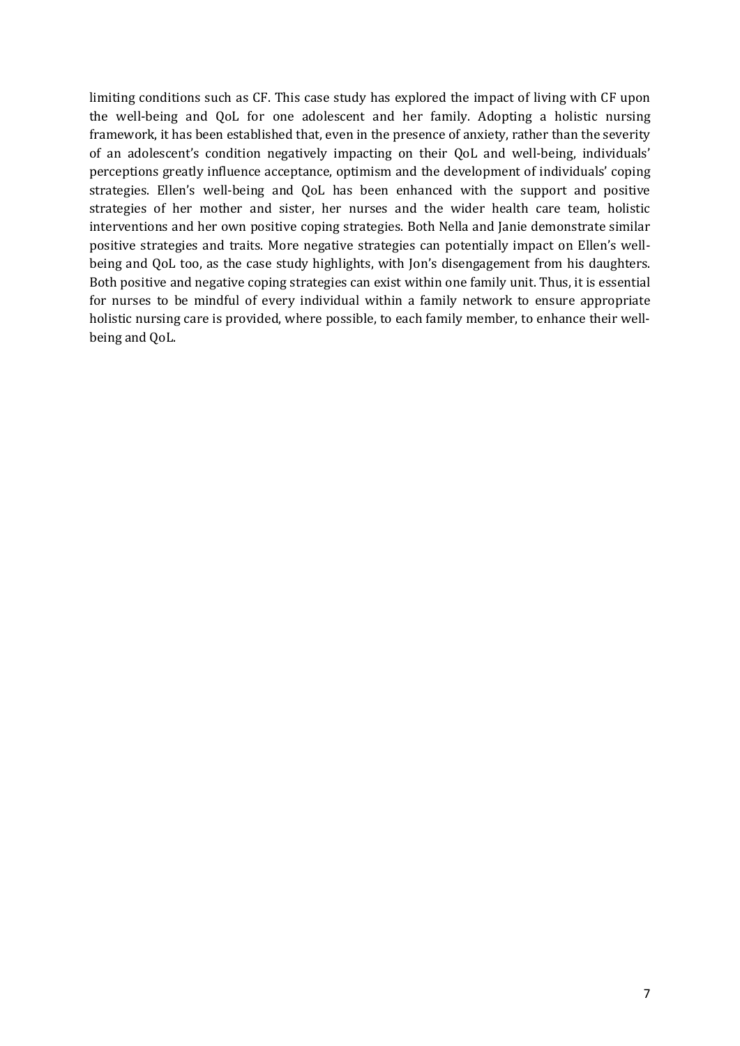limiting conditions such as CF. This case study has explored the impact of living with CF upon the well-being and QoL for one adolescent and her family. Adopting a holistic nursing framework, it has been established that, even in the presence of anxiety, rather than the severity of an adolescent's condition negatively impacting on their QoL and well-being, individuals' perceptions greatly influence acceptance, optimism and the development of individuals' coping strategies. Ellen's well-being and QoL has been enhanced with the support and positive strategies of her mother and sister, her nurses and the wider health care team, holistic interventions and her own positive coping strategies. Both Nella and Janie demonstrate similar positive strategies and traits. More negative strategies can potentially impact on Ellen's well-being and QoL too, as the case study highlights, with Jon's disengagement from his daughters. Both positive and negative coping strategies can exist within one family unit. Thus, it is essential for nurses to be mindful of every individual within a family network to ensure appropriate holistic nursing care is provided, where possible, to each family member, to enhance their well-being and QoL.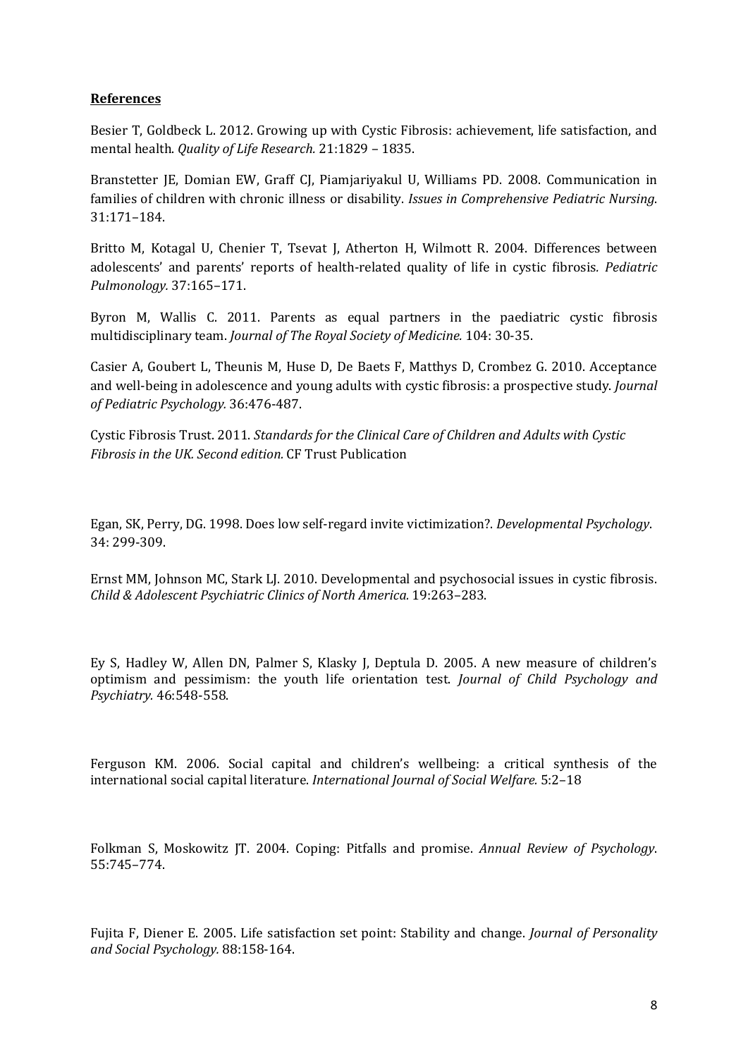**References**

Besier T, Goldbeck L. 2012. Growing up with Cystic Fibrosis: achievement, life satisfaction, and mental health. *Quality of Life Research.* 21:1829 – 1835.

Branstetter JE, Domian EW, Graff CJ, Piamjariyakul U, Williams PD. 2008. Communication in families of children with chronic illness or disability. *Issues in Comprehensive Pediatric Nursing*. 31:171–184.

Britto M, Kotagal U, Chenier T, Tsevat J, Atherton H, Wilmott R. 2004. Differences between adolescents' and parents' reports of health-related quality of life in cystic fibrosis. *Pediatric Pulmonology.* 37:165–171.

Byron M, Wallis C. 2011. Parents as equal partners in the paediatric cystic fibrosis multidisciplinary team. *Journal of The Royal Society of Medicine.* 104: 30-35.

Casier A, Goubert L, Theunis M, Huse D, De Baets F, Matthys D, Crombez G. 2010. Acceptance and well-being in adolescence and young adults with cystic fibrosis: a prospective study. *Journal of Pediatric Psychology.* 36:476-487.

Cystic Fibrosis Trust. 2011. *Standards for the Clinical Care of Children and Adults with Cystic Fibrosis in the UK. Second edition.* CF Trust Publication

Egan, SK, Perry, DG. 1998. Does low self-regard invite victimization?. *Developmental Psychology*. 34: 299-309.

Ernst MM, Johnson MC, Stark LJ. 2010. Developmental and psychosocial issues in cystic fibrosis. *Child & Adolescent Psychiatric Clinics of North America.* 19:263–283.

Ey S, Hadley W, Allen DN, Palmer S, Klasky J, Deptula D. 2005. A new measure of children's optimism and pessimism: the youth life orientation test. *Journal of Child Psychology and Psychiatry.* 46:548-558.

Ferguson KM. 2006. Social capital and children's wellbeing: a critical synthesis of the international social capital literature. *International Journal of Social Welfare.* 5:2–18

Folkman S, Moskowitz JT. 2004. Coping: Pitfalls and promise. *Annual Review of Psychology*. 55:745–774.

Fujita F, Diener E. 2005. Life satisfaction set point: Stability and change. *Journal of Personality and Social Psychology.* 88:158-164.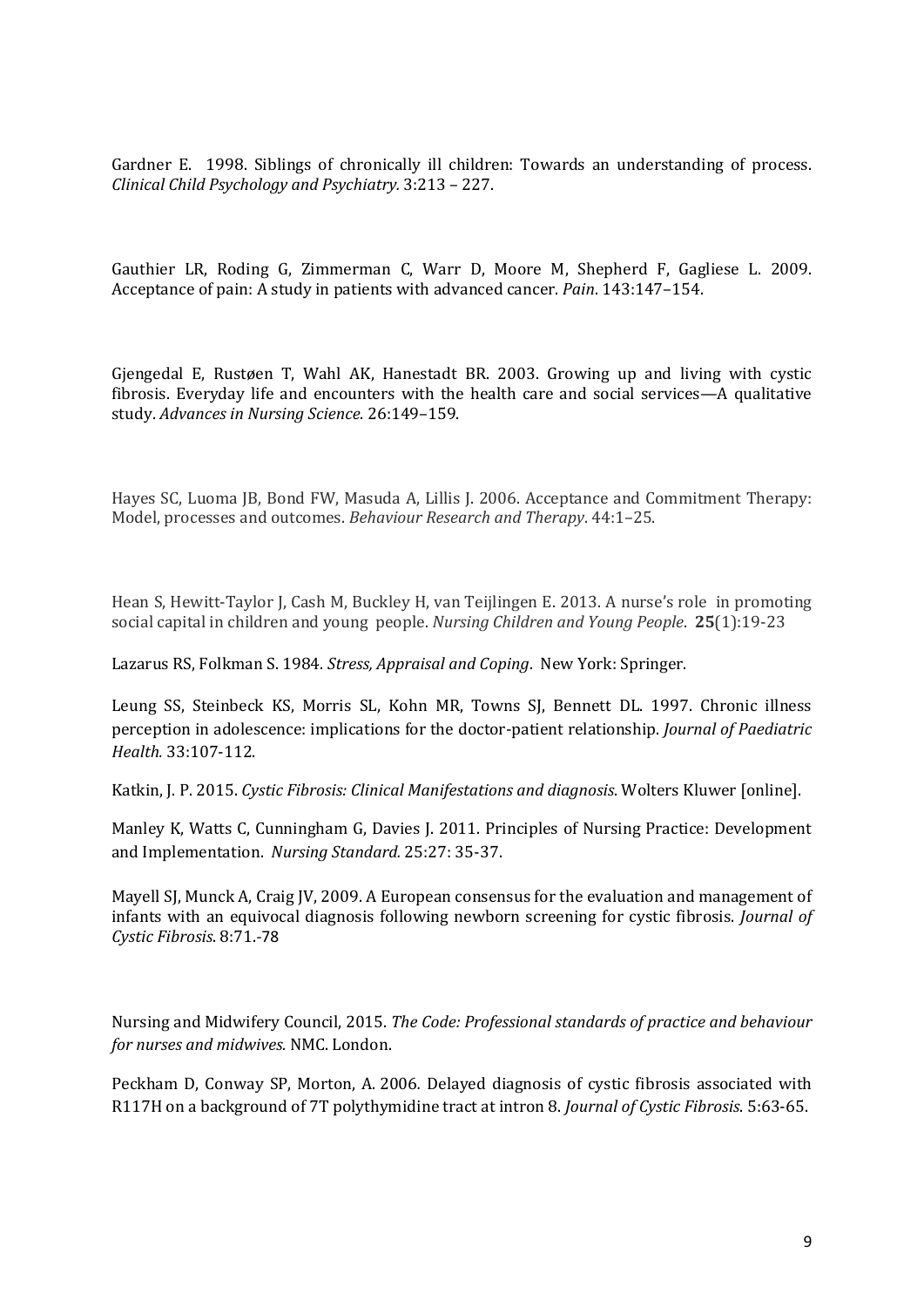Gardner E. 1998. Siblings of chronically ill children: Towards an understanding of process. *Clinical Child Psychology and Psychiatry.* 3:213 – 227.

Gauthier LR, Roding G, Zimmerman C, Warr D, Moore M, Shepherd F, Gagliese L. 2009. Acceptance of pain: A study in patients with advanced cancer. *Pain*. 143:147–154.

Gjengedal E, Rustøen T, Wahl AK, Hanestadt BR. 2003. Growing up and living with cystic fibrosis. Everyday life and encounters with the health care and social services—A qualitative study. *Advances in Nursing Science*. 26:149–159.

Hayes SC, Luoma JB, Bond FW, Masuda A, Lillis J. 2006. Acceptance and Commitment Therapy: Model, processes and outcomes. *Behaviour Research and Therapy*. 44:1–25.

Hean S, Hewitt-Taylor J, Cash M, Buckley H, van Teijlingen E. 2013. A nurse's role in promoting social capital in children and young people. *Nursing Children and Young People*. **25**(1):19-23

Lazarus RS, Folkman S. 1984. *Stress, Appraisal and Coping*. New York: Springer.

Leung SS, Steinbeck KS, Morris SL, Kohn MR, Towns SJ, Bennett DL. 1997. Chronic illness perception in adolescence: implications for the doctor-patient relationship. *Journal of Paediatric Health.* 33:107-112.

Katkin, J. P. 2015. *Cystic Fibrosis: Clinical Manifestations and diagnosis*. Wolters Kluwer [online].

Manley K, Watts C, Cunningham G, Davies J. 2011. Principles of Nursing Practice: Development and Implementation. *Nursing Standard.* 25:27: 35-37.

Mayell SJ, Munck A, Craig JV, 2009. A European consensus for the evaluation and management of infants with an equivocal diagnosis following newborn screening for cystic fibrosis. *Journal of Cystic Fibrosis*. 8:71.-78

Nursing and Midwifery Council, 2015. *The Code: Professional standards of practice and behaviour for nurses and midwives.* NMC. London.

Peckham D, Conway SP, Morton, A. 2006. Delayed diagnosis of cystic fibrosis associated with R117H on a background of 7T polythymidine tract at intron 8. *Journal of Cystic Fibrosis*. 5:63-65.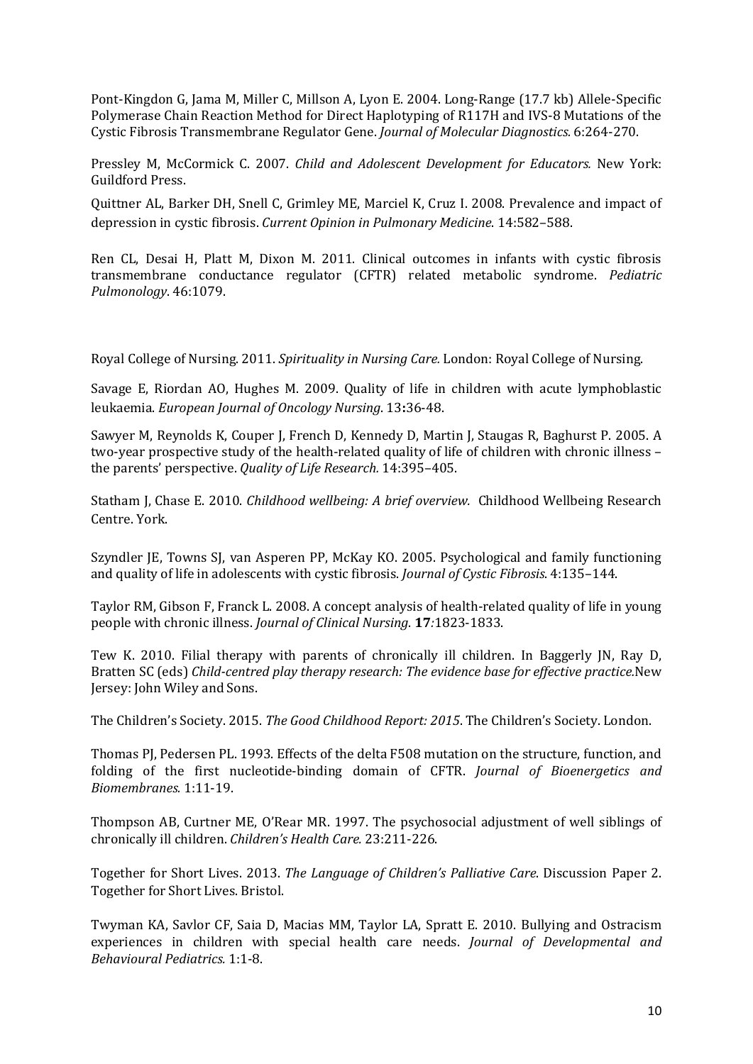Pont-Kingdon G, Jama M, Miller C, Millson A, Lyon E. 2004. Long-Range (17.7 kb) Allele-Specific Polymerase Chain Reaction Method for Direct Haplotyping of R117H and IVS-8 Mutations of the Cystic Fibrosis Transmembrane Regulator Gene. *Journal of Molecular Diagnostics.* 6:264-270.

Pressley M, McCormick C. 2007. *Child and Adolescent Development for Educators.* New York: Guildford Press.

Quittner AL, Barker DH, Snell C, Grimley ME, Marciel K, Cruz I. 2008. Prevalence and impact of depression in cystic fibrosis. *Current Opinion in Pulmonary Medicine*. 14:582–588.

Ren CL, Desai H, Platt M, Dixon M. 2011. Clinical outcomes in infants with cystic fibrosis transmembrane conductance regulator (CFTR) related metabolic syndrome. *Pediatric Pulmonology*. 46:1079.

Royal College of Nursing. 2011. *Spirituality in Nursing Care.* London: Royal College of Nursing.

Savage E, Riordan AO, Hughes M. 2009. Quality of life in children with acute lymphoblastic leukaemia. *European Journal of Oncology Nursing*. 13**:**36-48.

Sawyer M, Reynolds K, Couper J, French D, Kennedy D, Martin J, Staugas R, Baghurst P. 2005. A two-year prospective study of the health-related quality of life of children with chronic illness – the parents' perspective. *Quality of Life Research.* 14:395–405.

Statham J, Chase E. 2010. *Childhood wellbeing: A brief overview.* Childhood Wellbeing Research Centre. York.

Szyndler JE, Towns SJ, van Asperen PP, McKay KO. 2005. Psychological and family functioning and quality of life in adolescents with cystic fibrosis. *Journal of Cystic Fibrosis*. 4:135–144.

Taylor RM, Gibson F, Franck L. 2008. A concept analysis of health-related quality of life in young people with chronic illness. *Journal of Clinical Nursing*. **17***:*1823-1833.

Tew K. 2010. Filial therapy with parents of chronically ill children. In Baggerly JN, Ray D, Bratten SC (eds) *Child-centred play therapy research: The evidence base for effective practice.*New Jersey: John Wiley and Sons.

The Children's Society. 2015. *The Good Childhood Report: 2015*. The Children's Society. London.

Thomas PJ, Pedersen PL. 1993. Effects of the delta F508 mutation on the structure, function, and folding of the first nucleotide-binding domain of CFTR. *Journal of Bioenergetics and Biomembranes.* 1:11-19.

Thompson AB, Curtner ME, O'Rear MR. 1997. The psychosocial adjustment of well siblings of chronically ill children. *Children's Health Care.* 23:211-226.

Together for Short Lives. 2013. *The Language of Children's Palliative Care*. Discussion Paper 2. Together for Short Lives. Bristol.

Twyman KA, Savlor CF, Saia D, Macias MM, Taylor LA, Spratt E. 2010. Bullying and Ostracism experiences in children with special health care needs. *Journal of Developmental and Behavioural Pediatrics.* 1:1-8.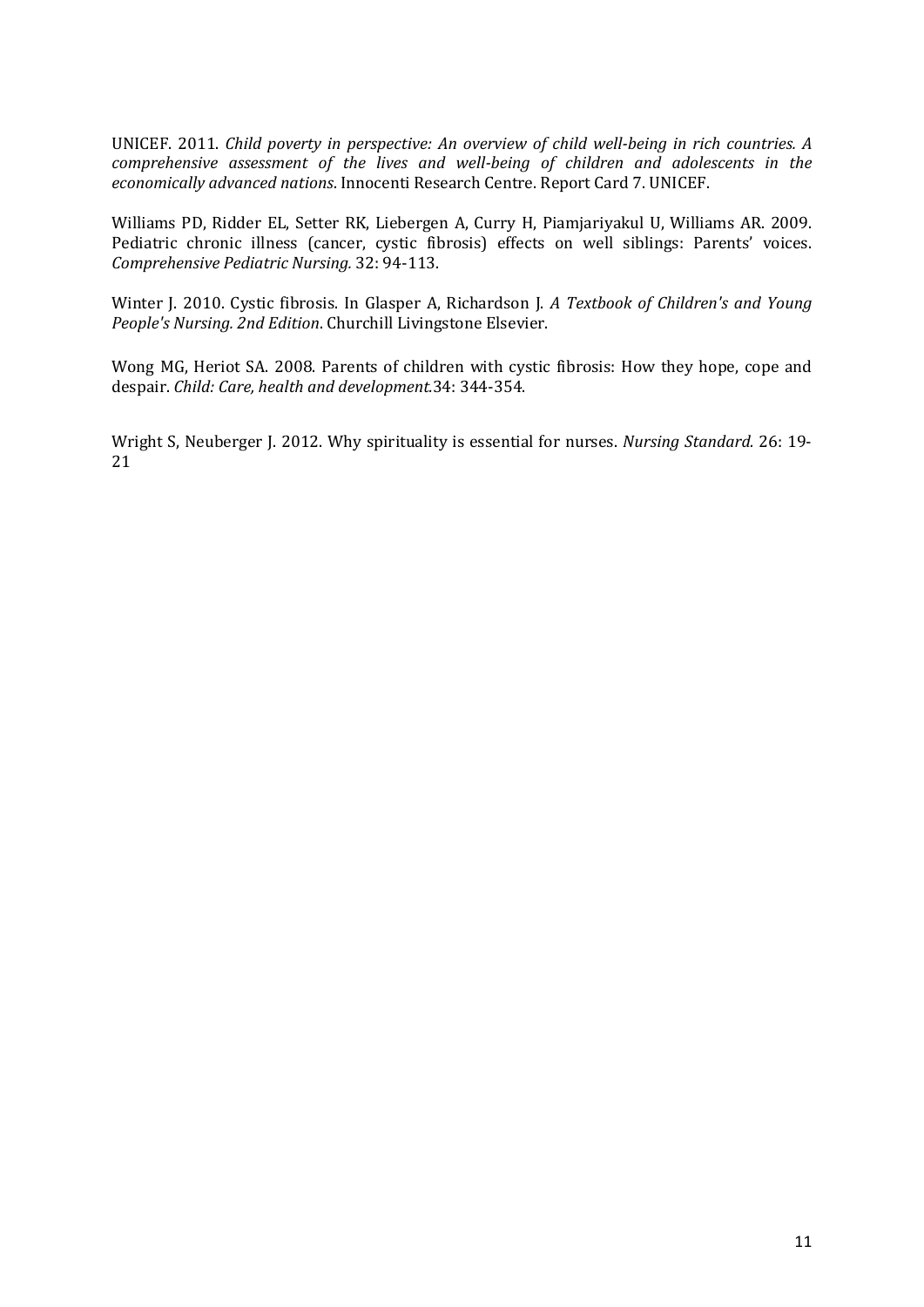UNICEF. 2011. *Child poverty in perspective: An overview of child well-being in rich countries. A comprehensive assessment of the lives and well-being of children and adolescents in the economically advanced nations*. Innocenti Research Centre. Report Card 7. UNICEF.

Williams PD, Ridder EL, Setter RK, Liebergen A, Curry H, Piamjariyakul U, Williams AR. 2009. Pediatric chronic illness (cancer, cystic fibrosis) effects on well siblings: Parents' voices. *Comprehensive Pediatric Nursing.* 32: 94-113.

Winter J. 2010. Cystic fibrosis. In Glasper A, Richardson J. *A Textbook of Children's and Young People's Nursing. 2nd Edition*. Churchill Livingstone Elsevier.

Wong MG, Heriot SA. 2008. Parents of children with cystic fibrosis: How they hope, cope and despair. *Child: Care, health and development.*34: 344-354.

Wright S, Neuberger J. 2012. Why spirituality is essential for nurses. *Nursing Standard.* 26: 19-21